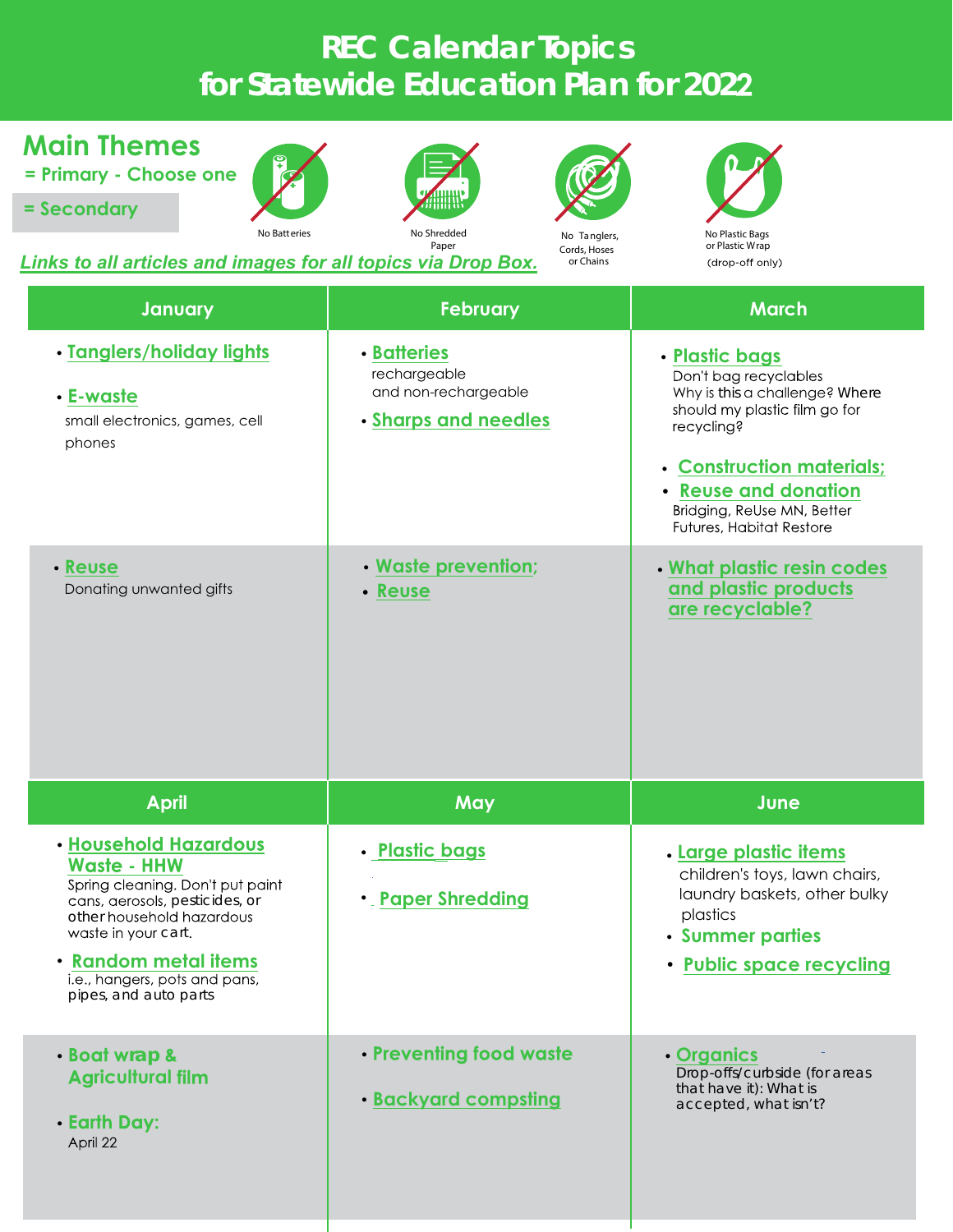# REC Calendar Topics for Statewide Education Plan for 2022

## Main Themes

= Primary - Choose one

= Secondary

No Batteries | No Shredded Paper | No Tanglers, Cords, Hoses or Chains | No Plastic Bags or Plastic Wrap (drop-off only)

*Links to all articles and images for all topics via Drop Box.*

| | January | February | March |
|---|---|---|---|
| Primary | • Tanglers/holiday lights<br>• E-waste<br>small electronics, games, cell phones | • Batteries<br>rechargeable and non-rechargeable<br>• Sharps and needles | • Plastic bags<br>Don't bag recyclables<br>Why is this a challenge? Where should my plastic film go for recycling?<br>• Construction materials;<br>• Reuse and donation<br>Bridging, ReUse MN, Better Futures, Habitat Restore |
| Secondary | • Reuse<br>Donating unwanted gifts | • Waste prevention;<br>• Reuse | • What plastic resin codes and plastic products are recyclable? |

| | April | May | June |
|---|---|---|---|
| Primary | • Household Hazardous Waste - HHW<br>Spring cleaning. Don't put paint cans, aerosols, pesticides, or other household hazardous waste in your cart.<br>• Random metal items<br>i.e., hangers, pots and pans, pipes, and auto parts | • Plastic bags<br>• Paper Shredding | • Large plastic items<br>children's toys, lawn chairs, laundry baskets, other bulky plastics<br>• Summer parties<br>• Public space recycling |
| Secondary | • Boat wrap & Agricultural film<br>• Earth Day:<br>April 22 | • Preventing food waste<br>• Backyard compsting | • Organics<br>Drop-offs/curbside (for areas that have it): What is accepted, what isn't? |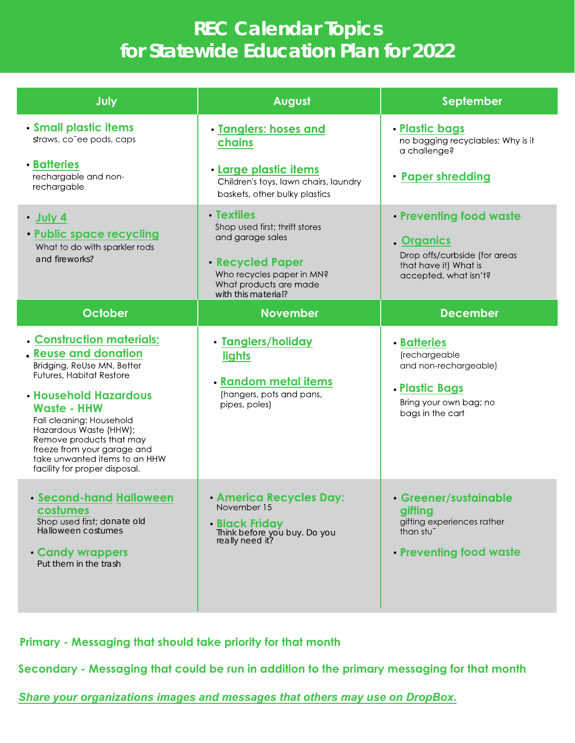# REC Calendar Topics for Statewide Education Plan for 2022

| July | August | September |
| --- | --- | --- |
| • **Small plastic items** straws, co~ee pods, caps<br><br>• **Batteries** rechargable and non-rechargable | • **Tanglers: hoses and chains**<br><br>• **Large plastic items** Children's toys, lawn chairs, laundry baskets, other bulky plastics | • **Plastic bags** no bagging recyclables; Why is it a challenge?<br><br>• **Paper shredding** |
| • **July 4**<br>• **Public space recycling** What to do with sparkler rods and fireworks? | • **Textiles** Shop used first; thrift stores and garage sales<br><br>• **Recycled Paper** Who recycles paper in MN? What products are made with this material? | • **Preventing food waste**<br><br>• **Organics** Drop offs/curbside (for areas that have it) What is accepted, what isn't? |

| October | November | December |
| --- | --- | --- |
| • **Construction materials;**<br>• **Reuse and donation** Bridging, ReUse MN, Better Futures, Habitat Restore<br><br>• **Household Hazardous Waste - HHW** Fall cleaning: Household Hazardous Waste (HHW); Remove products that may freeze from your garage and take unwanted items to an HHW facility for proper disposal. | • **Tanglers/holiday lights**<br><br>• **Random metal items** (hangers, pots and pans, pipes, poles) | • **Batteries** (rechargeable and non-rechargeable)<br><br>• **Plastic Bags** Bring your own bag; no bags in the cart |
| • **Second-hand Halloween costumes** Shop used first; donate old Halloween costumes<br><br>• **Candy wrappers** Put them in the trash | • **America Recycles Day:** November 15<br><br>• **Black Friday** Think before you buy. Do you really need it? | • **Greener/sustainable gifting** gifting experiences rather than stu~<br><br>• **Preventing food waste** |

**Primary - Messaging that should take priority for that month**

**Secondary - Messaging that could be run in addition to the primary messaging for that month**

***Share your organizations images and messages that others may use on DropBox.***